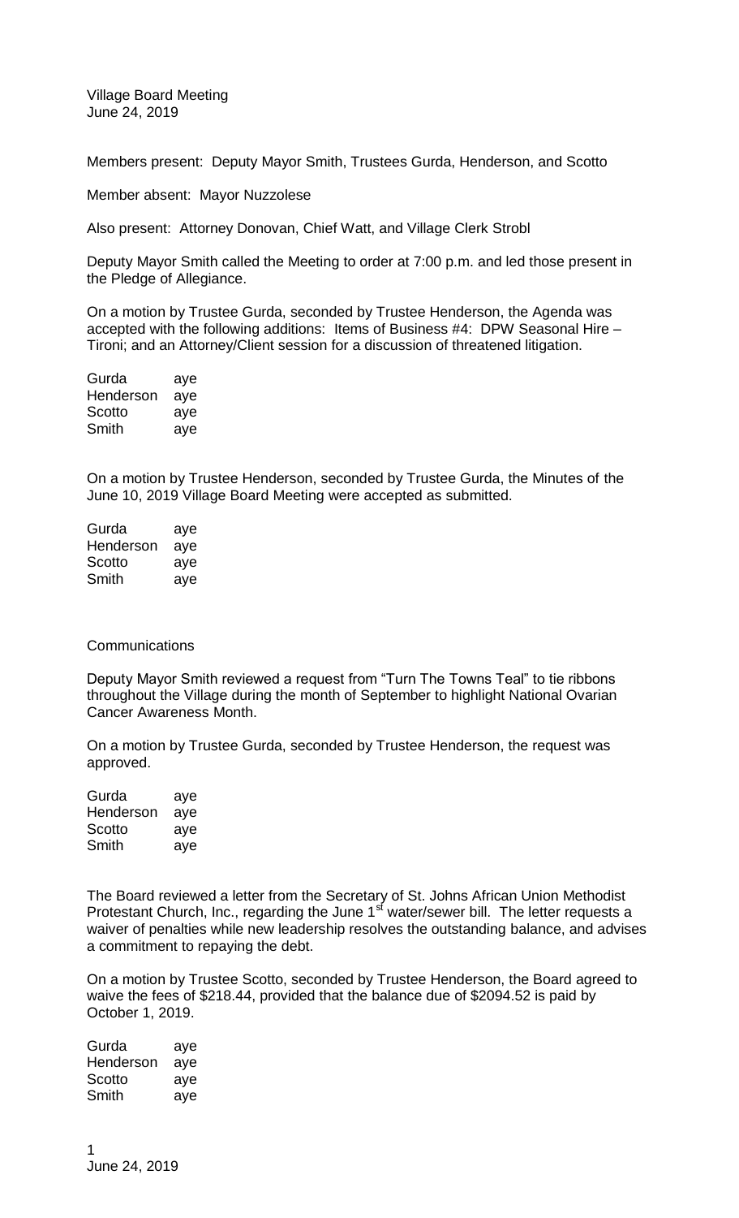Village Board Meeting
June 24, 2019

Members present: Deputy Mayor Smith, Trustees Gurda, Henderson, and Scotto

Member absent: Mayor Nuzzolese

Also present: Attorney Donovan, Chief Watt, and Village Clerk Strobl

Deputy Mayor Smith called the Meeting to order at 7:00 p.m. and led those present in the Pledge of Allegiance.

On a motion by Trustee Gurda, seconded by Trustee Henderson, the Agenda was accepted with the following additions: Items of Business #4: DPW Seasonal Hire – Tironi; and an Attorney/Client session for a discussion of threatened litigation.

| | |
|---|---|
| Gurda | aye |
| Henderson | aye |
| Scotto | aye |
| Smith | aye |

On a motion by Trustee Henderson, seconded by Trustee Gurda, the Minutes of the June 10, 2019 Village Board Meeting were accepted as submitted.

| | |
|---|---|
| Gurda | aye |
| Henderson | aye |
| Scotto | aye |
| Smith | aye |

Communications

Deputy Mayor Smith reviewed a request from "Turn The Towns Teal" to tie ribbons throughout the Village during the month of September to highlight National Ovarian Cancer Awareness Month.

On a motion by Trustee Gurda, seconded by Trustee Henderson, the request was approved.

| | |
|---|---|
| Gurda | aye |
| Henderson | aye |
| Scotto | aye |
| Smith | aye |

The Board reviewed a letter from the Secretary of St. Johns African Union Methodist Protestant Church, Inc., regarding the June 1st water/sewer bill. The letter requests a waiver of penalties while new leadership resolves the outstanding balance, and advises a commitment to repaying the debt.

On a motion by Trustee Scotto, seconded by Trustee Henderson, the Board agreed to waive the fees of $218.44, provided that the balance due of $2094.52 is paid by October 1, 2019.

| | |
|---|---|
| Gurda | aye |
| Henderson | aye |
| Scotto | aye |
| Smith | aye |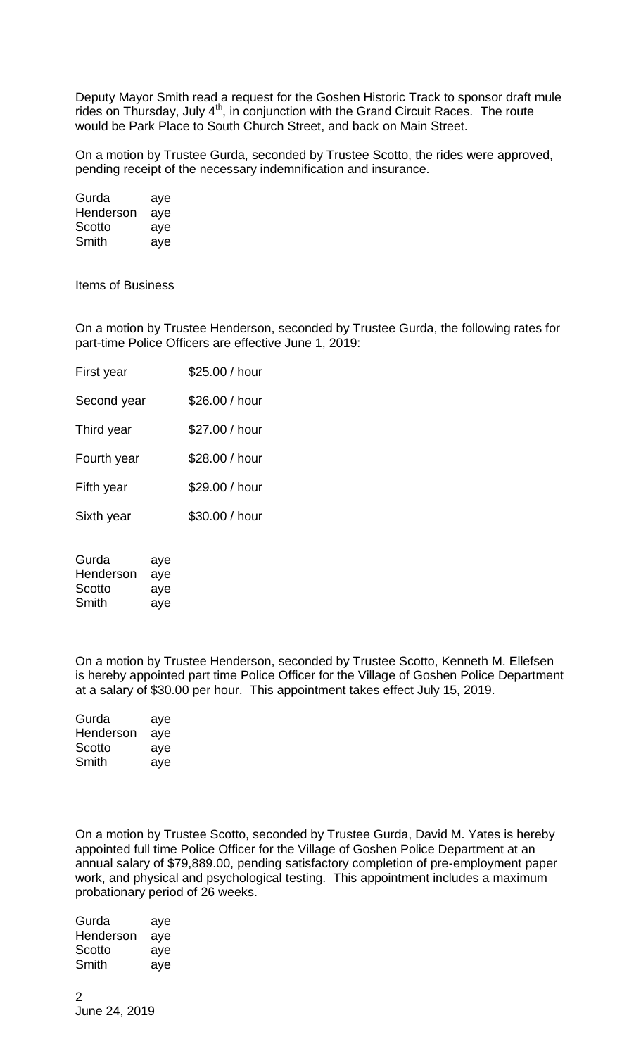Deputy Mayor Smith read a request for the Goshen Historic Track to sponsor draft mule rides on Thursday, July 4th, in conjunction with the Grand Circuit Races. The route would be Park Place to South Church Street, and back on Main Street.

On a motion by Trustee Gurda, seconded by Trustee Scotto, the rides were approved, pending receipt of the necessary indemnification and insurance.

| | |
|---|---|
| Gurda | aye |
| Henderson | aye |
| Scotto | aye |
| Smith | aye |

Items of Business

On a motion by Trustee Henderson, seconded by Trustee Gurda, the following rates for part-time Police Officers are effective June 1, 2019:

| | |
|---|---|
| First year | \$25.00 / hour |
| Second year | \$26.00 / hour |
| Third year | \$27.00 / hour |
| Fourth year | \$28.00 / hour |
| Fifth year | \$29.00 / hour |
| Sixth year | \$30.00 / hour |

| | |
|---|---|
| Gurda | aye |
| Henderson | aye |
| Scotto | aye |
| Smith | aye |

On a motion by Trustee Henderson, seconded by Trustee Scotto, Kenneth M. Ellefsen is hereby appointed part time Police Officer for the Village of Goshen Police Department at a salary of \$30.00 per hour. This appointment takes effect July 15, 2019.

| | |
|---|---|
| Gurda | aye |
| Henderson | aye |
| Scotto | aye |
| Smith | aye |

On a motion by Trustee Scotto, seconded by Trustee Gurda, David M. Yates is hereby appointed full time Police Officer for the Village of Goshen Police Department at an annual salary of \$79,889.00, pending satisfactory completion of pre-employment paper work, and physical and psychological testing. This appointment includes a maximum probationary period of 26 weeks.

| | |
|---|---|
| Gurda | aye |
| Henderson | aye |
| Scotto | aye |
| Smith | aye |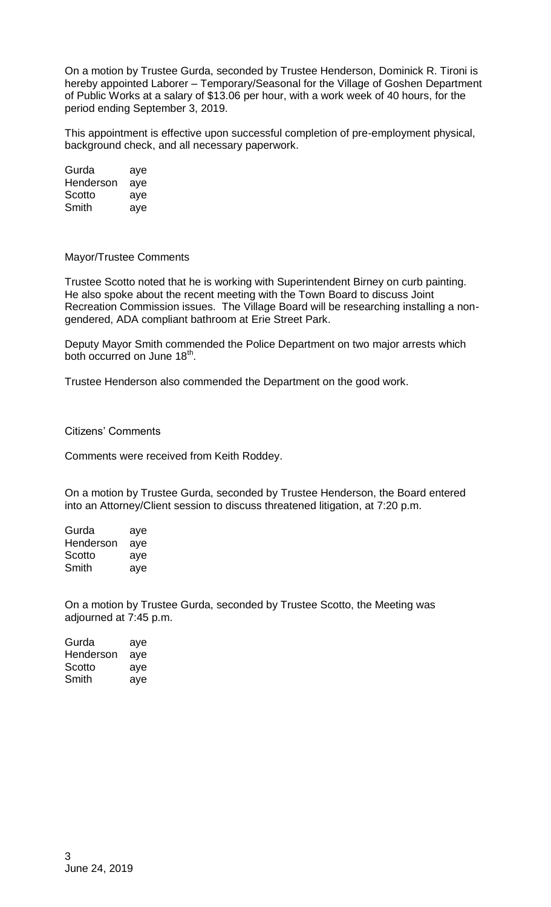On a motion by Trustee Gurda, seconded by Trustee Henderson, Dominick R. Tironi is hereby appointed Laborer – Temporary/Seasonal for the Village of Goshen Department of Public Works at a salary of $13.06 per hour, with a work week of 40 hours, for the period ending September 3, 2019.

This appointment is effective upon successful completion of pre-employment physical, background check, and all necessary paperwork.

| | |
|---|---|
| Gurda | aye |
| Henderson | aye |
| Scotto | aye |
| Smith | aye |

Mayor/Trustee Comments

Trustee Scotto noted that he is working with Superintendent Birney on curb painting. He also spoke about the recent meeting with the Town Board to discuss Joint Recreation Commission issues. The Village Board will be researching installing a non-gendered, ADA compliant bathroom at Erie Street Park.

Deputy Mayor Smith commended the Police Department on two major arrests which both occurred on June 18th.

Trustee Henderson also commended the Department on the good work.

Citizens' Comments

Comments were received from Keith Roddey.

On a motion by Trustee Gurda, seconded by Trustee Henderson, the Board entered into an Attorney/Client session to discuss threatened litigation, at 7:20 p.m.

| | |
|---|---|
| Gurda | aye |
| Henderson | aye |
| Scotto | aye |
| Smith | aye |

On a motion by Trustee Gurda, seconded by Trustee Scotto, the Meeting was adjourned at 7:45 p.m.

| | |
|---|---|
| Gurda | aye |
| Henderson | aye |
| Scotto | aye |
| Smith | aye |